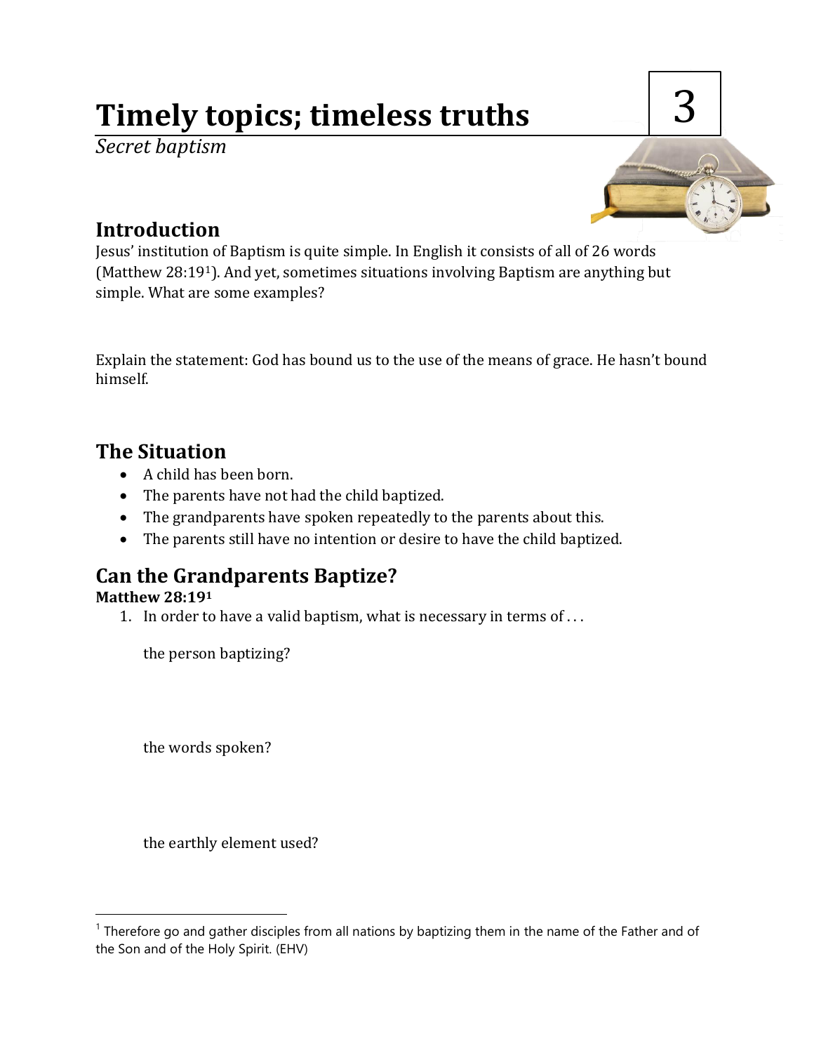# Timely topics; timeless truths

3

*Secret baptism*

## Introduction

Jesus' institution of Baptism is quite simple. In English it consists of all of 26 words (Matthew 28:19[1]). And yet, sometimes situations involving Baptism are anything but simple. What are some examples?

Explain the statement: God has bound us to the use of the means of grace. He hasn't bound himself.

## The Situation

- A child has been born.
- The parents have not had the child baptized.
- The grandparents have spoken repeatedly to the parents about this.
- The parents still have no intention or desire to have the child baptized.

## Can the Grandparents Baptize?

**Matthew 28:19[1]**

1. In order to have a valid baptism, what is necessary in terms of . . .

   the person baptizing?

   the words spoken?

   the earthly element used?

---

[1] Therefore go and gather disciples from all nations by baptizing them in the name of the Father and of the Son and of the Holy Spirit. (EHV)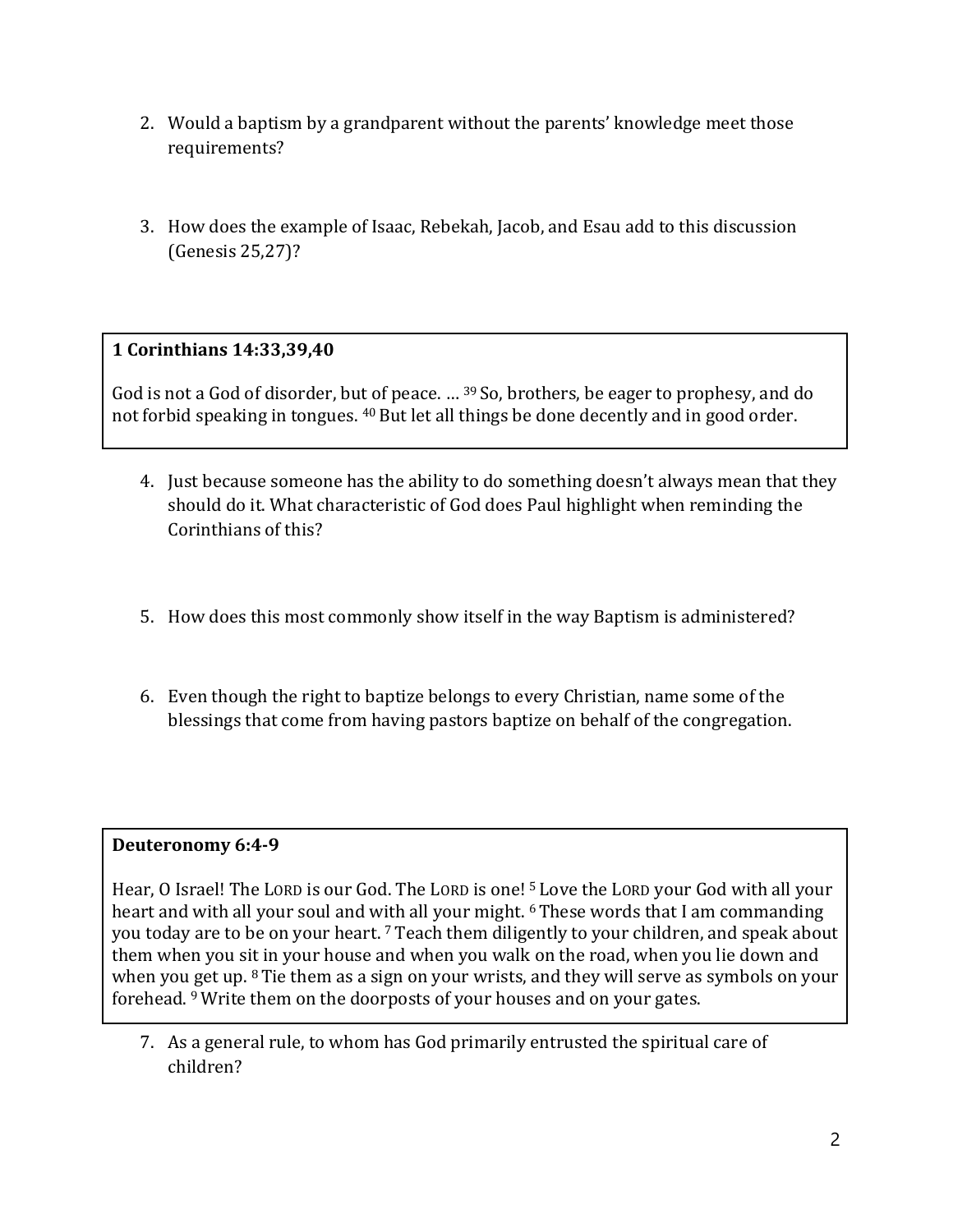2. Would a baptism by a grandparent without the parents' knowledge meet those requirements?

3. How does the example of Isaac, Rebekah, Jacob, and Esau add to this discussion (Genesis 25,27)?

> **1 Corinthians 14:33,39,40**
>
> God is not a God of disorder, but of peace. … [39] So, brothers, be eager to prophesy, and do not forbid speaking in tongues. [40] But let all things be done decently and in good order.

4. Just because someone has the ability to do something doesn't always mean that they should do it. What characteristic of God does Paul highlight when reminding the Corinthians of this?

5. How does this most commonly show itself in the way Baptism is administered?

6. Even though the right to baptize belongs to every Christian, name some of the blessings that come from having pastors baptize on behalf of the congregation.

> **Deuteronomy 6:4-9**
>
> Hear, O Israel! The LORD is our God. The LORD is one! [5] Love the LORD your God with all your heart and with all your soul and with all your might. [6] These words that I am commanding you today are to be on your heart. [7] Teach them diligently to your children, and speak about them when you sit in your house and when you walk on the road, when you lie down and when you get up. [8] Tie them as a sign on your wrists, and they will serve as symbols on your forehead. [9] Write them on the doorposts of your houses and on your gates.

7. As a general rule, to whom has God primarily entrusted the spiritual care of children?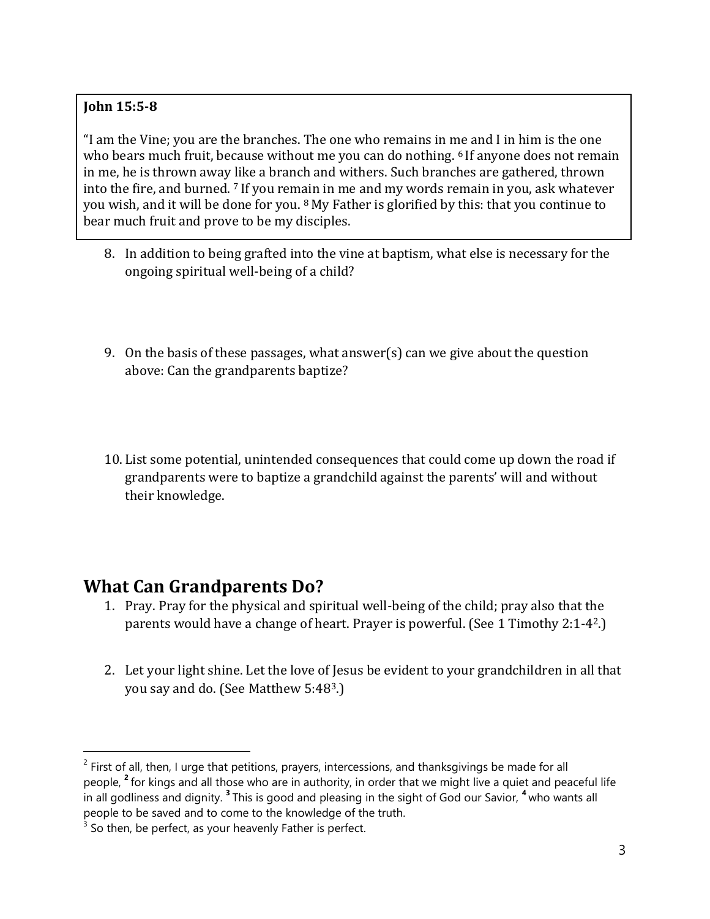**John 15:5-8**

"I am the Vine; you are the branches. The one who remains in me and I in him is the one who bears much fruit, because without me you can do nothing. [6] If anyone does not remain in me, he is thrown away like a branch and withers. Such branches are gathered, thrown into the fire, and burned. [7] If you remain in me and my words remain in you, ask whatever you wish, and it will be done for you. [8] My Father is glorified by this: that you continue to bear much fruit and prove to be my disciples.

8. In addition to being grafted into the vine at baptism, what else is necessary for the ongoing spiritual well-being of a child?

9. On the basis of these passages, what answer(s) can we give about the question above: Can the grandparents baptize?

10. List some potential, unintended consequences that could come up down the road if grandparents were to baptize a grandchild against the parents' will and without their knowledge.

## What Can Grandparents Do?

1. Pray. Pray for the physical and spiritual well-being of the child; pray also that the parents would have a change of heart. Prayer is powerful. (See 1 Timothy 2:1-4[2].)

2. Let your light shine. Let the love of Jesus be evident to your grandchildren in all that you say and do. (See Matthew 5:48[3].)

---

[2] First of all, then, I urge that petitions, prayers, intercessions, and thanksgivings be made for all people, **2** for kings and all those who are in authority, in order that we might live a quiet and peaceful life in all godliness and dignity. **3** This is good and pleasing in the sight of God our Savior, **4** who wants all people to be saved and to come to the knowledge of the truth.

[3] So then, be perfect, as your heavenly Father is perfect.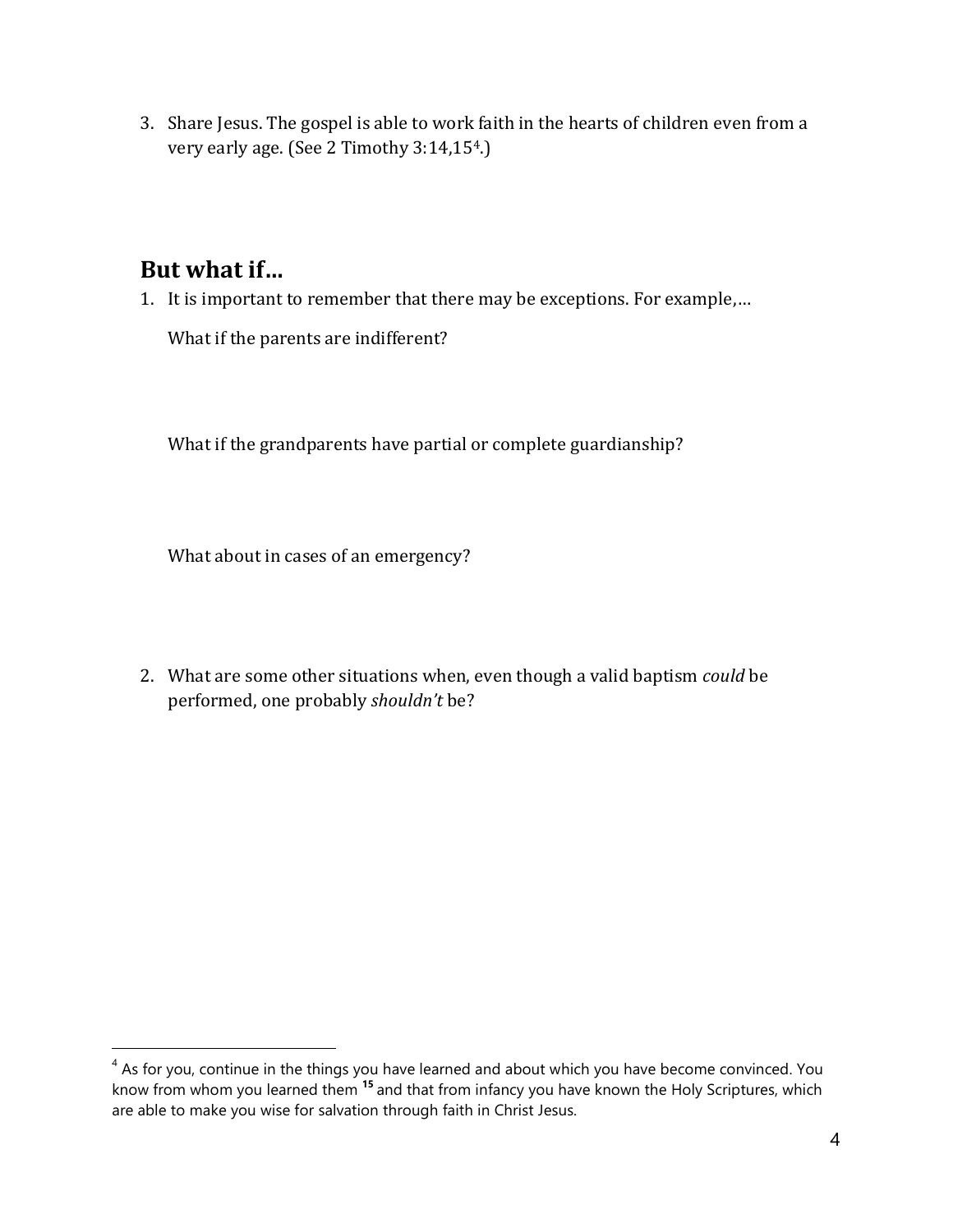3. Share Jesus. The gospel is able to work faith in the hearts of children even from a very early age. (See 2 Timothy 3:14,15[4].)

## But what if…

1. It is important to remember that there may be exceptions. For example,…

   What if the parents are indifferent?

   What if the grandparents have partial or complete guardianship?

   What about in cases of an emergency?

2. What are some other situations when, even though a valid baptism *could* be performed, one probably *shouldn't* be?

[4] As for you, continue in the things you have learned and about which you have become convinced. You know from whom you learned them **15** and that from infancy you have known the Holy Scriptures, which are able to make you wise for salvation through faith in Christ Jesus.